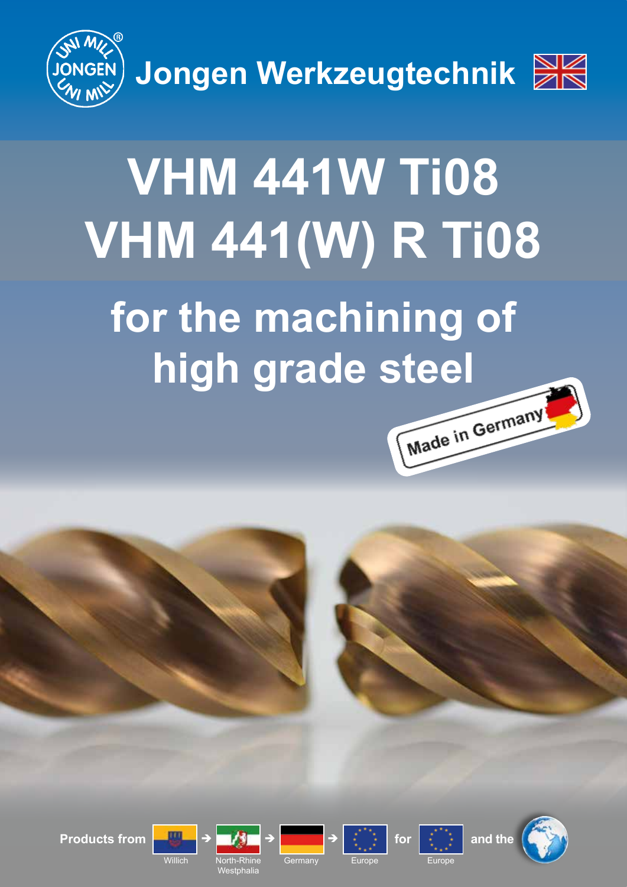UNI MILL JONGEN UNI MILL®

Jongen Werkzeugtechnik

# VHM 441W Ti08
# VHM 441(W) R Ti08

## for the machining of high grade steel

Made in Germany

Products from Willich → North-Rhine Westphalia → Germany → Europe for Europe and the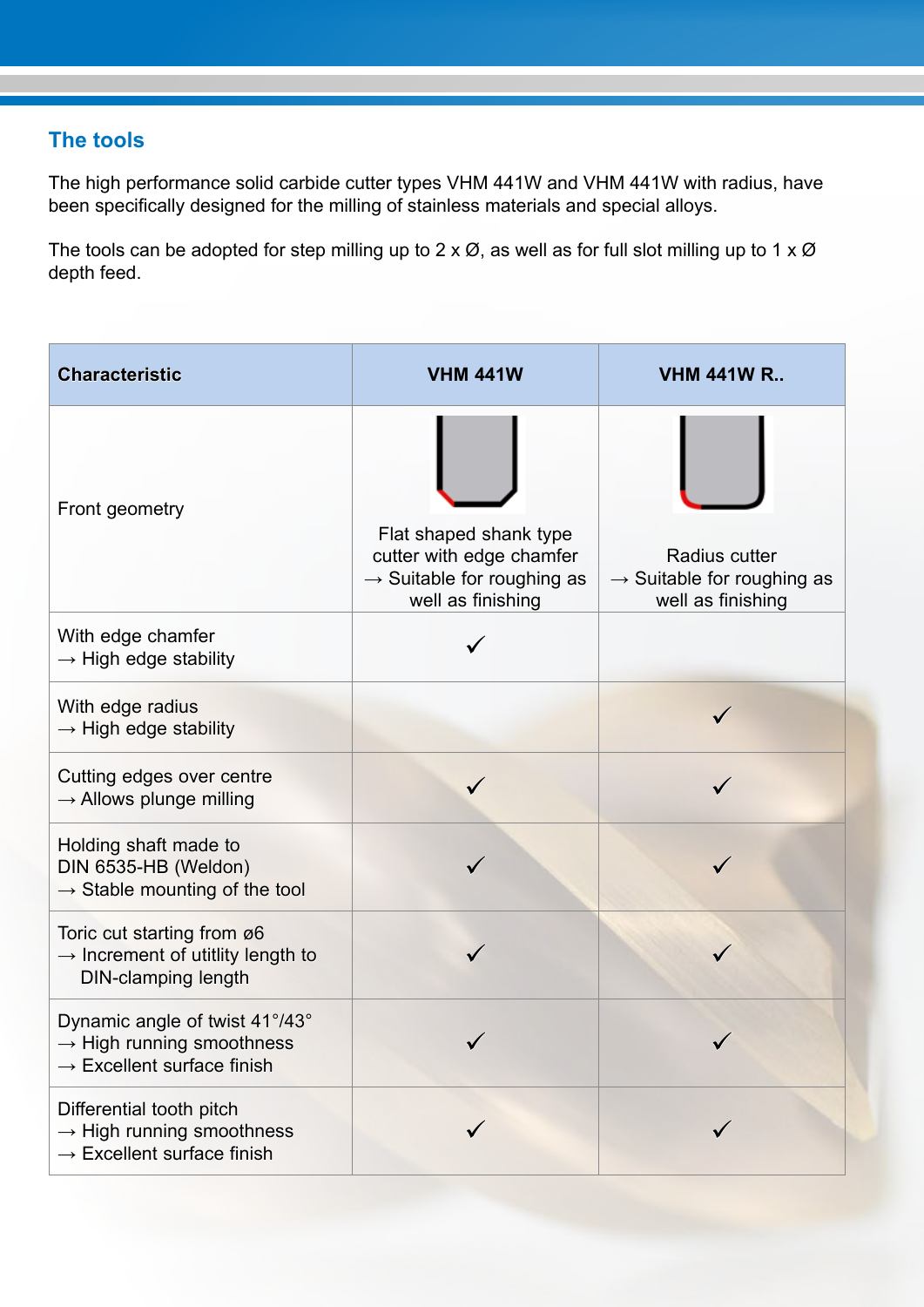## The tools

The high performance solid carbide cutter types VHM 441W and VHM 441W with radius, have been specifically designed for the milling of stainless materials and special alloys.

The tools can be adopted for step milling up to 2 x Ø, as well as for full slot milling up to 1 x Ø depth feed.

| Characteristic | VHM 441W | VHM 441W R.. |
|---|---|---|
| Front geometry | Flat shaped shank type cutter with edge chamfer → Suitable for roughing as well as finishing | Radius cutter → Suitable for roughing as well as finishing |
| With edge chamfer → High edge stability | ✓ | |
| With edge radius → High edge stability | | ✓ |
| Cutting edges over centre → Allows plunge milling | ✓ | ✓ |
| Holding shaft made to DIN 6535-HB (Weldon) → Stable mounting of the tool | ✓ | ✓ |
| Toric cut starting from ø6 → Increment of utitlity length to DIN-clamping length | ✓ | ✓ |
| Dynamic angle of twist 41°/43° → High running smoothness → Excellent surface finish | ✓ | ✓ |
| Differential tooth pitch → High running smoothness → Excellent surface finish | ✓ | ✓ |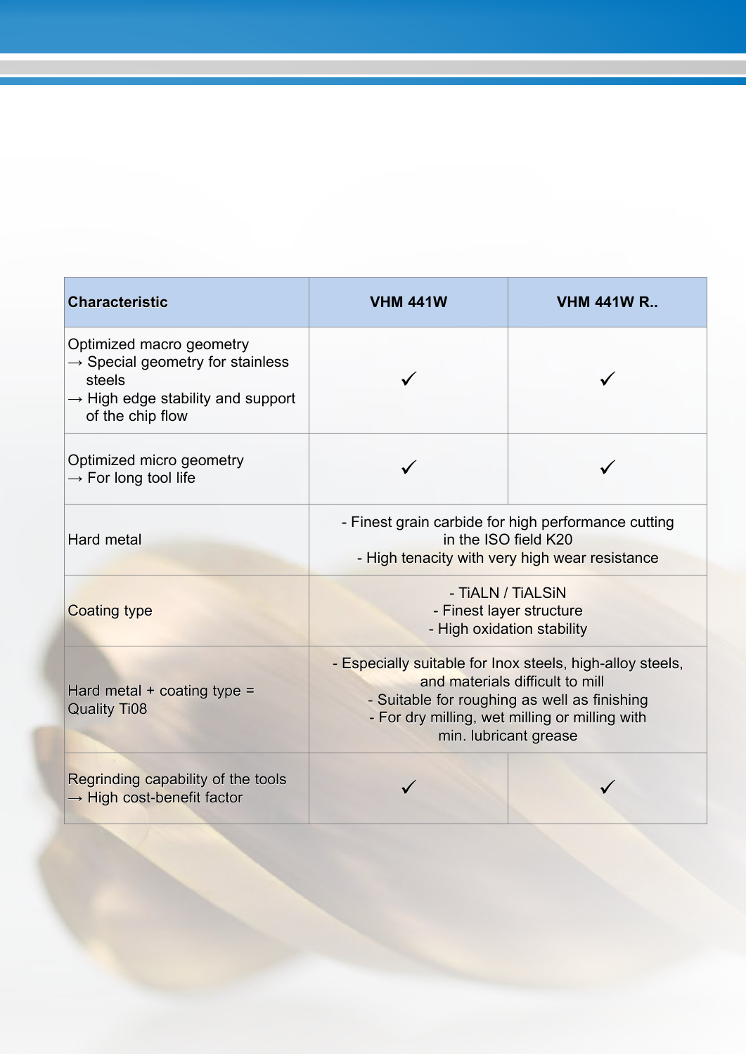| Characteristic | VHM 441W | VHM 441W R.. |
|---|---|---|
| Optimized macro geometry<br>→ Special geometry for stainless steels<br>→ High edge stability and support of the chip flow | ✓ | ✓ |
| Optimized micro geometry<br>→ For long tool life | ✓ | ✓ |
| Hard metal | - Finest grain carbide for high performance cutting in the ISO field K20<br>- High tenacity with very high wear resistance | |
| Coating type | - TiALN / TiALSiN<br>- Finest layer structure<br>- High oxidation stability | |
| Hard metal + coating type = Quality Ti08 | - Especially suitable for Inox steels, high-alloy steels, and materials difficult to mill<br>- Suitable for roughing as well as finishing<br>- For dry milling, wet milling or milling with min. lubricant grease | |
| Regrinding capability of the tools<br>→ High cost-benefit factor | ✓ | ✓ |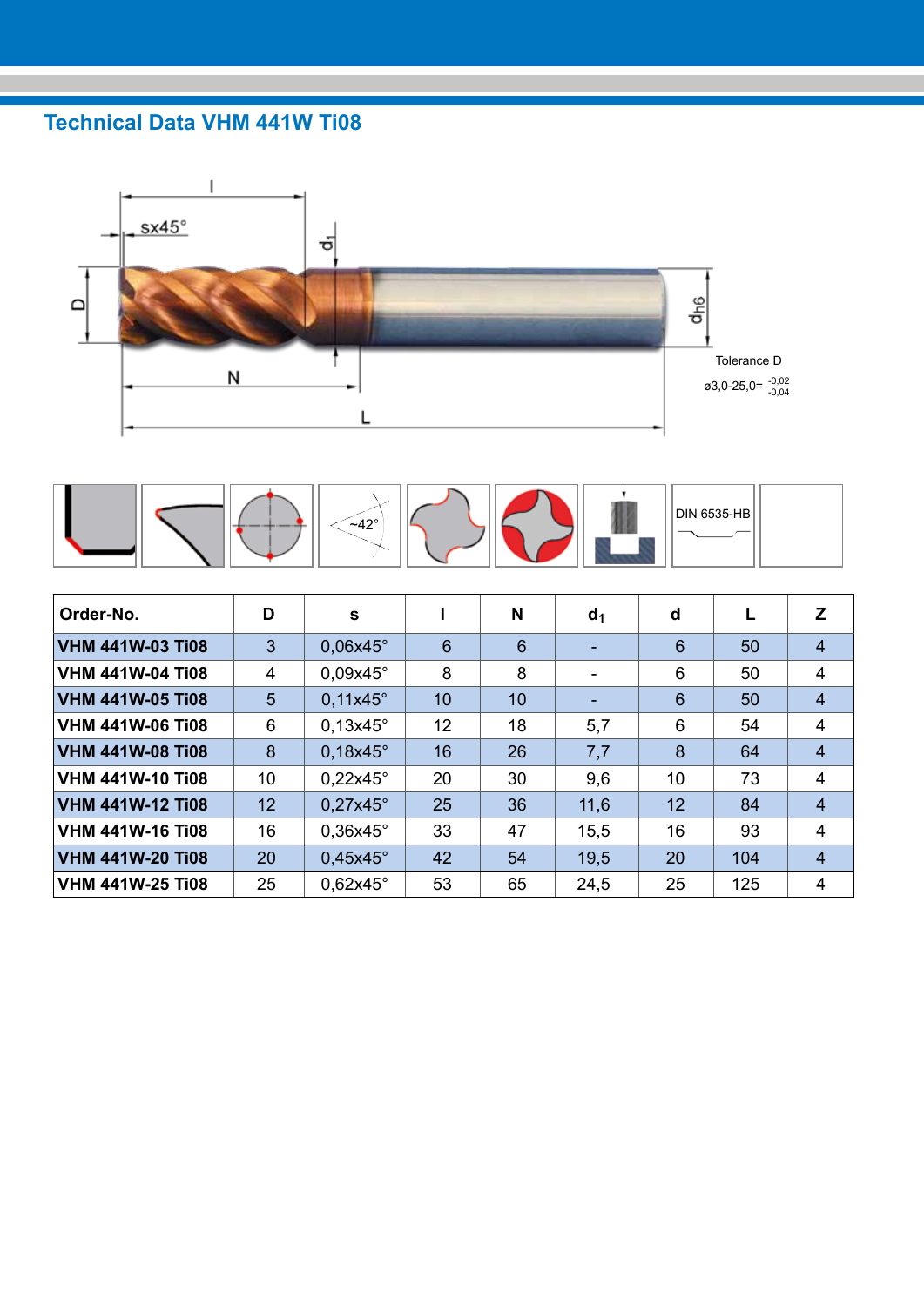## Technical Data VHM 441W Ti08

l

sx45°

$d_1$

D

$d_{h6}$

N

L

Tolerance D

ø3,0-25,0= $^{-0,02}_{-0,04}$

~42°

DIN 6535-HB

| Order-No. | D | s | l | N | $d_1$ | d | L | Z |
|---|---|---|---|---|---|---|---|---|
| **VHM 441W-03 Ti08** | 3 | 0,06x45° | 6 | 6 | - | 6 | 50 | 4 |
| **VHM 441W-04 Ti08** | 4 | 0,09x45° | 8 | 8 | - | 6 | 50 | 4 |
| **VHM 441W-05 Ti08** | 5 | 0,11x45° | 10 | 10 | - | 6 | 50 | 4 |
| **VHM 441W-06 Ti08** | 6 | 0,13x45° | 12 | 18 | 5,7 | 6 | 54 | 4 |
| **VHM 441W-08 Ti08** | 8 | 0,18x45° | 16 | 26 | 7,7 | 8 | 64 | 4 |
| **VHM 441W-10 Ti08** | 10 | 0,22x45° | 20 | 30 | 9,6 | 10 | 73 | 4 |
| **VHM 441W-12 Ti08** | 12 | 0,27x45° | 25 | 36 | 11,6 | 12 | 84 | 4 |
| **VHM 441W-16 Ti08** | 16 | 0,36x45° | 33 | 47 | 15,5 | 16 | 93 | 4 |
| **VHM 441W-20 Ti08** | 20 | 0,45x45° | 42 | 54 | 19,5 | 20 | 104 | 4 |
| **VHM 441W-25 Ti08** | 25 | 0,62x45° | 53 | 65 | 24,5 | 25 | 125 | 4 |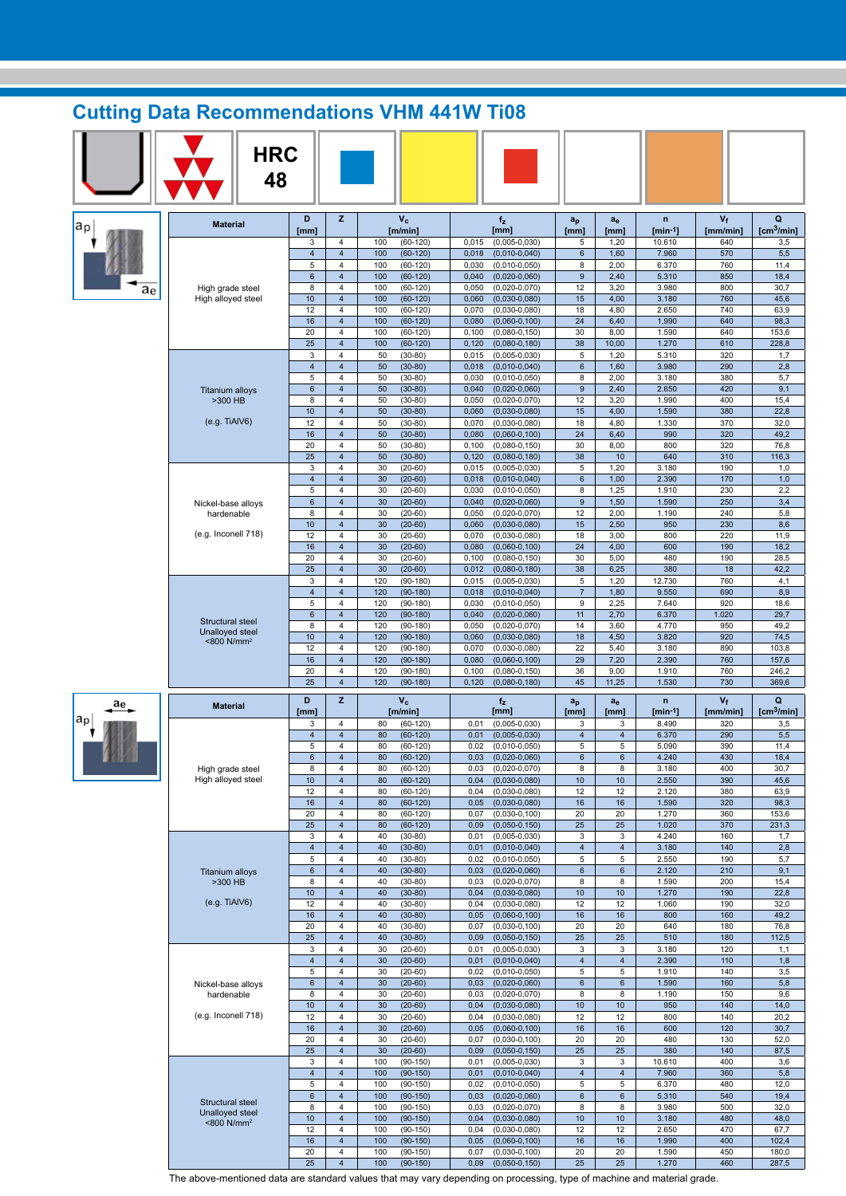# Cutting Data Recommendations VHM 441W Ti08

HRC 48

| Material | D [mm] | Z | $V_c$ [m/min] | | $f_z$ [mm] | | $a_p$ [mm] | $a_e$ [mm] | n [min-1] | $V_f$ [mm/min] | Q [$cm^3$/min] |
|---|---|---|---|---|---|---|---|---|---|---|---|
| High grade steel High alloyed steel | 3 | 4 | 100 | (60-120) | 0,015 | (0,005-0,030) | 5 | 1,20 | 10.610 | 640 | 3,5 |
| | 4 | 4 | 100 | (60-120) | 0,018 | (0,010-0,040) | 6 | 1,60 | 7.960 | 570 | 5,5 |
| | 5 | 4 | 100 | (60-120) | 0,030 | (0,010-0,050) | 8 | 2,00 | 6.370 | 760 | 11,4 |
| | 6 | 4 | 100 | (60-120) | 0,040 | (0,020-0,060) | 9 | 2,40 | 5.310 | 850 | 18,4 |
| | 8 | 4 | 100 | (60-120) | 0,050 | (0,020-0,070) | 12 | 3,20 | 3.980 | 800 | 30,7 |
| | 10 | 4 | 100 | (60-120) | 0,060 | (0,030-0,080) | 15 | 4,00 | 3.180 | 760 | 45,6 |
| | 12 | 4 | 100 | (60-120) | 0,070 | (0,030-0,080) | 18 | 4,80 | 2.650 | 740 | 63,9 |
| | 16 | 4 | 100 | (60-120) | 0,080 | (0,060-0,100) | 24 | 6,40 | 1.990 | 640 | 98,3 |
| | 20 | 4 | 100 | (60-120) | 0,100 | (0,080-0,150) | 30 | 8,00 | 1.590 | 640 | 153,6 |
| | 25 | 4 | 100 | (60-120) | 0,120 | (0,080-0,180) | 38 | 10,00 | 1.270 | 610 | 228,8 |
| Titanium alloys >300 HB (e.g. TiAlV6) | 3 | 4 | 50 | (30-80) | 0,015 | (0,005-0,030) | 5 | 1,20 | 5.310 | 320 | 1,7 |
| | 4 | 4 | 50 | (30-80) | 0,018 | (0,010-0,040) | 6 | 1,60 | 3.980 | 290 | 2,8 |
| | 5 | 4 | 50 | (30-80) | 0,030 | (0,010-0,050) | 8 | 2,00 | 3.180 | 380 | 5,7 |
| | 6 | 4 | 50 | (30-80) | 0,040 | (0,020-0,060) | 9 | 2,40 | 2.650 | 420 | 9,1 |
| | 8 | 4 | 50 | (30-80) | 0,050 | (0,020-0,070) | 12 | 3,20 | 1.990 | 400 | 15,4 |
| | 10 | 4 | 50 | (30-80) | 0,060 | (0,030-0,080) | 15 | 4,00 | 1.590 | 380 | 22,8 |
| | 12 | 4 | 50 | (30-80) | 0,070 | (0,030-0,080) | 18 | 4,80 | 1.330 | 370 | 32,0 |
| | 16 | 4 | 50 | (30-80) | 0,080 | (0,060-0,100) | 24 | 6,40 | 990 | 320 | 49,2 |
| | 20 | 4 | 50 | (30-80) | 0,100 | (0,080-0,150) | 30 | 8,00 | 800 | 320 | 76,8 |
| | 25 | 4 | 50 | (30-80) | 0,120 | (0,080-0,180) | 38 | 10 | 640 | 310 | 116,3 |
| Nickel-base alloys hardenable (e.g. Inconell 718) | 3 | 4 | 30 | (20-60) | 0,015 | (0,005-0,030) | 5 | 1,20 | 3.180 | 190 | 1,0 |
| | 4 | 4 | 30 | (20-60) | 0,018 | (0,010-0,040) | 6 | 1,00 | 2.390 | 170 | 1,0 |
| | 5 | 4 | 30 | (20-60) | 0,030 | (0,010-0,050) | 8 | 1,25 | 1.910 | 230 | 2,2 |
| | 6 | 4 | 30 | (20-60) | 0,040 | (0,020-0,060) | 9 | 1,50 | 1.590 | 250 | 3,4 |
| | 8 | 4 | 30 | (20-60) | 0,050 | (0,020-0,070) | 12 | 2,00 | 1.190 | 240 | 5,8 |
| | 10 | 4 | 30 | (20-60) | 0,060 | (0,030-0,080) | 15 | 2,50 | 950 | 230 | 8,6 |
| | 12 | 4 | 30 | (20-60) | 0,070 | (0,030-0,080) | 18 | 3,00 | 800 | 220 | 11,9 |
| | 16 | 4 | 30 | (20-60) | 0,080 | (0,060-0,100) | 24 | 4,00 | 600 | 190 | 18,2 |
| | 20 | 4 | 30 | (20-60) | 0,100 | (0,080-0,150) | 30 | 5,00 | 480 | 190 | 28,5 |
| | 25 | 4 | 30 | (20-60) | 0,012 | (0,080-0,180) | 38 | 6,25 | 380 | 18 | 42,2 |
| Structural steel Unalloyed steel <800 N/mm² | 3 | 4 | 120 | (90-180) | 0,015 | (0,005-0,030) | 5 | 1,20 | 12.730 | 760 | 4,1 |
| | 4 | 4 | 120 | (90-180) | 0,018 | (0,010-0,040) | 7 | 1,80 | 9.550 | 690 | 8,9 |
| | 5 | 4 | 120 | (90-180) | 0,030 | (0,010-0,050) | 9 | 2,25 | 7.640 | 920 | 18,6 |
| | 6 | 4 | 120 | (90-180) | 0,040 | (0,020-0,060) | 11 | 2,70 | 6.370 | 1.020 | 29,7 |
| | 8 | 4 | 120 | (90-180) | 0,050 | (0,020-0,070) | 14 | 3,60 | 4.770 | 950 | 49,2 |
| | 10 | 4 | 120 | (90-180) | 0,060 | (0,030-0,080) | 18 | 4,50 | 3.820 | 920 | 74,5 |
| | 12 | 4 | 120 | (90-180) | 0,070 | (0,030-0,080) | 22 | 5,40 | 3.180 | 890 | 103,8 |
| | 16 | 4 | 120 | (90-180) | 0,080 | (0,060-0,100) | 29 | 7,20 | 2.390 | 760 | 157,6 |
| | 20 | 4 | 120 | (90-180) | 0,100 | (0,080-0,150) | 36 | 9,00 | 1.910 | 760 | 246,2 |
| | 25 | 4 | 120 | (90-180) | 0,120 | (0,080-0,180) | 45 | 11,25 | 1.530 | 730 | 369,6 |

| Material | D [mm] | Z | $V_c$ [m/min] | | $f_z$ [mm] | | $a_p$ [mm] | $a_e$ [mm] | n [min-1] | $V_f$ [mm/min] | Q [$cm^3$/min] |
|---|---|---|---|---|---|---|---|---|---|---|---|
| High grade steel High alloyed steel | 3 | 4 | 80 | (60-120) | 0,01 | (0,005-0,030) | 3 | 3 | 8.490 | 320 | 3,5 |
| | 4 | 4 | 80 | (60-120) | 0,01 | (0,005-0,030) | 4 | 4 | 6.370 | 290 | 5,5 |
| | 5 | 4 | 80 | (60-120) | 0,02 | (0,010-0,050) | 5 | 5 | 5.090 | 390 | 11,4 |
| | 6 | 4 | 80 | (60-120) | 0,03 | (0,020-0,060) | 6 | 6 | 4.240 | 430 | 18,4 |
| | 8 | 4 | 80 | (60-120) | 0,03 | (0,020-0,070) | 8 | 8 | 3.180 | 400 | 30,7 |
| | 10 | 4 | 80 | (60-120) | 0,04 | (0,030-0,080) | 10 | 10 | 2.550 | 390 | 45,6 |
| | 12 | 4 | 80 | (60-120) | 0,04 | (0,030-0,080) | 12 | 12 | 2.120 | 380 | 63,9 |
| | 16 | 4 | 80 | (60-120) | 0,05 | (0,030-0,080) | 16 | 16 | 1.590 | 320 | 98,3 |
| | 20 | 4 | 80 | (60-120) | 0,07 | (0,030-0,100) | 20 | 20 | 1.270 | 360 | 153,6 |
| | 25 | 4 | 80 | (60-120) | 0,09 | (0,050-0,150) | 25 | 25 | 1.020 | 370 | 231,3 |
| Titanium alloys >300 HB (e.g. TiAlV6) | 3 | 4 | 40 | (30-80) | 0,01 | (0,005-0,030) | 3 | 3 | 4.240 | 160 | 1,7 |
| | 4 | 4 | 40 | (30-80) | 0,01 | (0,010-0,040) | 4 | 4 | 3.180 | 140 | 2,8 |
| | 5 | 4 | 40 | (30-80) | 0,02 | (0,010-0,050) | 5 | 5 | 2.550 | 190 | 5,7 |
| | 6 | 4 | 40 | (30-80) | 0,03 | (0,020-0,060) | 6 | 6 | 2.120 | 210 | 9,1 |
| | 8 | 4 | 40 | (30-80) | 0,03 | (0,020-0,070) | 8 | 8 | 1.590 | 200 | 15,4 |
| | 10 | 4 | 40 | (30-80) | 0,04 | (0,030-0,080) | 10 | 10 | 1.270 | 190 | 22,8 |
| | 12 | 4 | 40 | (30-80) | 0,04 | (0,030-0,080) | 12 | 12 | 1.060 | 190 | 32,0 |
| | 16 | 4 | 40 | (30-80) | 0,05 | (0,060-0,100) | 16 | 16 | 800 | 160 | 49,2 |
| | 20 | 4 | 40 | (30-80) | 0,07 | (0,030-0,100) | 20 | 20 | 640 | 180 | 76,8 |
| | 25 | 4 | 40 | (30-80) | 0,09 | (0,050-0,150) | 25 | 25 | 510 | 180 | 112,5 |
| Nickel-base alloys hardenable (e.g. Inconell 718) | 3 | 4 | 30 | (20-60) | 0,01 | (0,005-0,030) | 3 | 3 | 3.180 | 120 | 1,1 |
| | 4 | 4 | 30 | (20-60) | 0,01 | (0,010-0,040) | 4 | 4 | 2.390 | 110 | 1,8 |
| | 5 | 4 | 30 | (20-60) | 0,02 | (0,010-0,050) | 5 | 5 | 1.910 | 140 | 3,5 |
| | 6 | 4 | 30 | (20-60) | 0,03 | (0,020-0,060) | 6 | 6 | 1.590 | 160 | 5,8 |
| | 8 | 4 | 30 | (20-60) | 0,03 | (0,020-0,070) | 8 | 8 | 1.190 | 150 | 9,6 |
| | 10 | 4 | 30 | (20-60) | 0,04 | (0,030-0,080) | 10 | 10 | 950 | 140 | 14,0 |
| | 12 | 4 | 30 | (20-60) | 0,04 | (0,030-0,080) | 12 | 12 | 800 | 140 | 20,2 |
| | 16 | 4 | 30 | (20-60) | 0,05 | (0,060-0,100) | 16 | 16 | 600 | 120 | 30,7 |
| | 20 | 4 | 30 | (20-60) | 0,07 | (0,030-0,100) | 20 | 20 | 480 | 130 | 52,0 |
| | 25 | 4 | 30 | (20-60) | 0,09 | (0,050-0,150) | 25 | 25 | 380 | 140 | 87,5 |
| Structural steel Unalloyed steel <800 N/mm² | 3 | 4 | 100 | (90-150) | 0,01 | (0,005-0,030) | 3 | 3 | 10.610 | 400 | 3,6 |
| | 4 | 4 | 100 | (90-150) | 0,01 | (0,010-0,040) | 4 | 4 | 7.960 | 360 | 5,8 |
| | 5 | 4 | 100 | (90-150) | 0,02 | (0,010-0,050) | 5 | 5 | 6.370 | 480 | 12,0 |
| | 6 | 4 | 100 | (90-150) | 0,03 | (0,020-0,060) | 6 | 6 | 5.310 | 540 | 19,4 |
| | 8 | 4 | 100 | (90-150) | 0,03 | (0,020-0,070) | 8 | 8 | 3.980 | 500 | 32,0 |
| | 10 | 4 | 100 | (90-150) | 0,04 | (0,030-0,080) | 10 | 10 | 3.180 | 480 | 48,0 |
| | 12 | 4 | 100 | (90-150) | 0,04 | (0,030-0,080) | 12 | 12 | 2.650 | 470 | 67,7 |
| | 16 | 4 | 100 | (90-150) | 0,05 | (0,060-0,100) | 16 | 16 | 1.990 | 400 | 102,4 |
| | 20 | 4 | 100 | (90-150) | 0,07 | (0,030-0,100) | 20 | 20 | 1.590 | 450 | 180,0 |
| | 25 | 4 | 100 | (90-150) | 0,09 | (0,050-0,150) | 25 | 25 | 1.270 | 460 | 287,5 |

The above-mentioned data are standard values that may vary depending on processing, type of machine and material grade.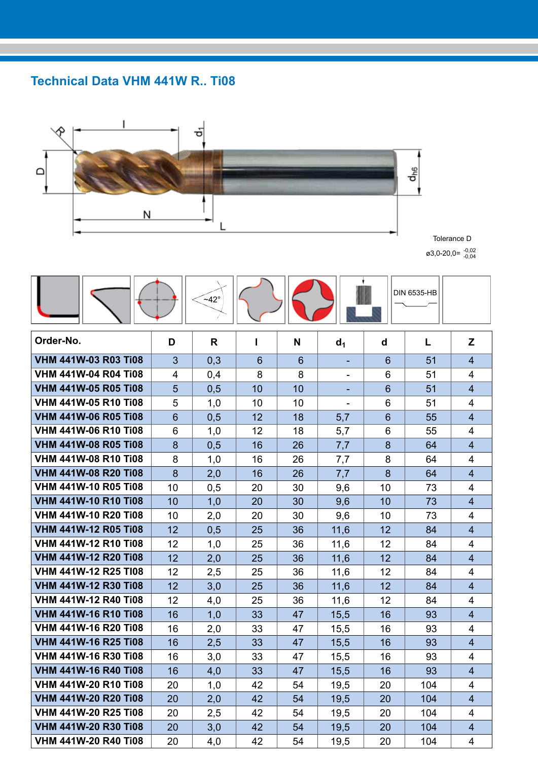## Technical Data VHM 441W R.. Ti08

Tolerance D

ø3,0-20,0= $^{-0,02}_{-0,04}$

~42°

DIN 6535-HB

| Order-No. | D | R | l | N | $d_1$ | d | L | Z |
|---|---|---|---|---|---|---|---|---|
| VHM 441W-03 R03 Ti08 | 3 | 0,3 | 6 | 6 | - | 6 | 51 | 4 |
| VHM 441W-04 R04 Ti08 | 4 | 0,4 | 8 | 8 | - | 6 | 51 | 4 |
| VHM 441W-05 R05 Ti08 | 5 | 0,5 | 10 | 10 | - | 6 | 51 | 4 |
| VHM 441W-05 R10 Ti08 | 5 | 1,0 | 10 | 10 | - | 6 | 51 | 4 |
| VHM 441W-06 R05 Ti08 | 6 | 0,5 | 12 | 18 | 5,7 | 6 | 55 | 4 |
| VHM 441W-06 R10 Ti08 | 6 | 1,0 | 12 | 18 | 5,7 | 6 | 55 | 4 |
| VHM 441W-08 R05 Ti08 | 8 | 0,5 | 16 | 26 | 7,7 | 8 | 64 | 4 |
| VHM 441W-08 R10 Ti08 | 8 | 1,0 | 16 | 26 | 7,7 | 8 | 64 | 4 |
| VHM 441W-08 R20 Ti08 | 8 | 2,0 | 16 | 26 | 7,7 | 8 | 64 | 4 |
| VHM 441W-10 R05 Ti08 | 10 | 0,5 | 20 | 30 | 9,6 | 10 | 73 | 4 |
| VHM 441W-10 R10 Ti08 | 10 | 1,0 | 20 | 30 | 9,6 | 10 | 73 | 4 |
| VHM 441W-10 R20 Ti08 | 10 | 2,0 | 20 | 30 | 9,6 | 10 | 73 | 4 |
| VHM 441W-12 R05 Ti08 | 12 | 0,5 | 25 | 36 | 11,6 | 12 | 84 | 4 |
| VHM 441W-12 R10 Ti08 | 12 | 1,0 | 25 | 36 | 11,6 | 12 | 84 | 4 |
| VHM 441W-12 R20 Ti08 | 12 | 2,0 | 25 | 36 | 11,6 | 12 | 84 | 4 |
| VHM 441W-12 R25 TI08 | 12 | 2,5 | 25 | 36 | 11,6 | 12 | 84 | 4 |
| VHM 441W-12 R30 Ti08 | 12 | 3,0 | 25 | 36 | 11,6 | 12 | 84 | 4 |
| VHM 441W-12 R40 Ti08 | 12 | 4,0 | 25 | 36 | 11,6 | 12 | 84 | 4 |
| VHM 441W-16 R10 Ti08 | 16 | 1,0 | 33 | 47 | 15,5 | 16 | 93 | 4 |
| VHM 441W-16 R20 Ti08 | 16 | 2,0 | 33 | 47 | 15,5 | 16 | 93 | 4 |
| VHM 441W-16 R25 Ti08 | 16 | 2,5 | 33 | 47 | 15,5 | 16 | 93 | 4 |
| VHM 441W-16 R30 Ti08 | 16 | 3,0 | 33 | 47 | 15,5 | 16 | 93 | 4 |
| VHM 441W-16 R40 Ti08 | 16 | 4,0 | 33 | 47 | 15,5 | 16 | 93 | 4 |
| VHM 441W-20 R10 Ti08 | 20 | 1,0 | 42 | 54 | 19,5 | 20 | 104 | 4 |
| VHM 441W-20 R20 Ti08 | 20 | 2,0 | 42 | 54 | 19,5 | 20 | 104 | 4 |
| VHM 441W-20 R25 Ti08 | 20 | 2,5 | 42 | 54 | 19,5 | 20 | 104 | 4 |
| VHM 441W-20 R30 Ti08 | 20 | 3,0 | 42 | 54 | 19,5 | 20 | 104 | 4 |
| VHM 441W-20 R40 Ti08 | 20 | 4,0 | 42 | 54 | 19,5 | 20 | 104 | 4 |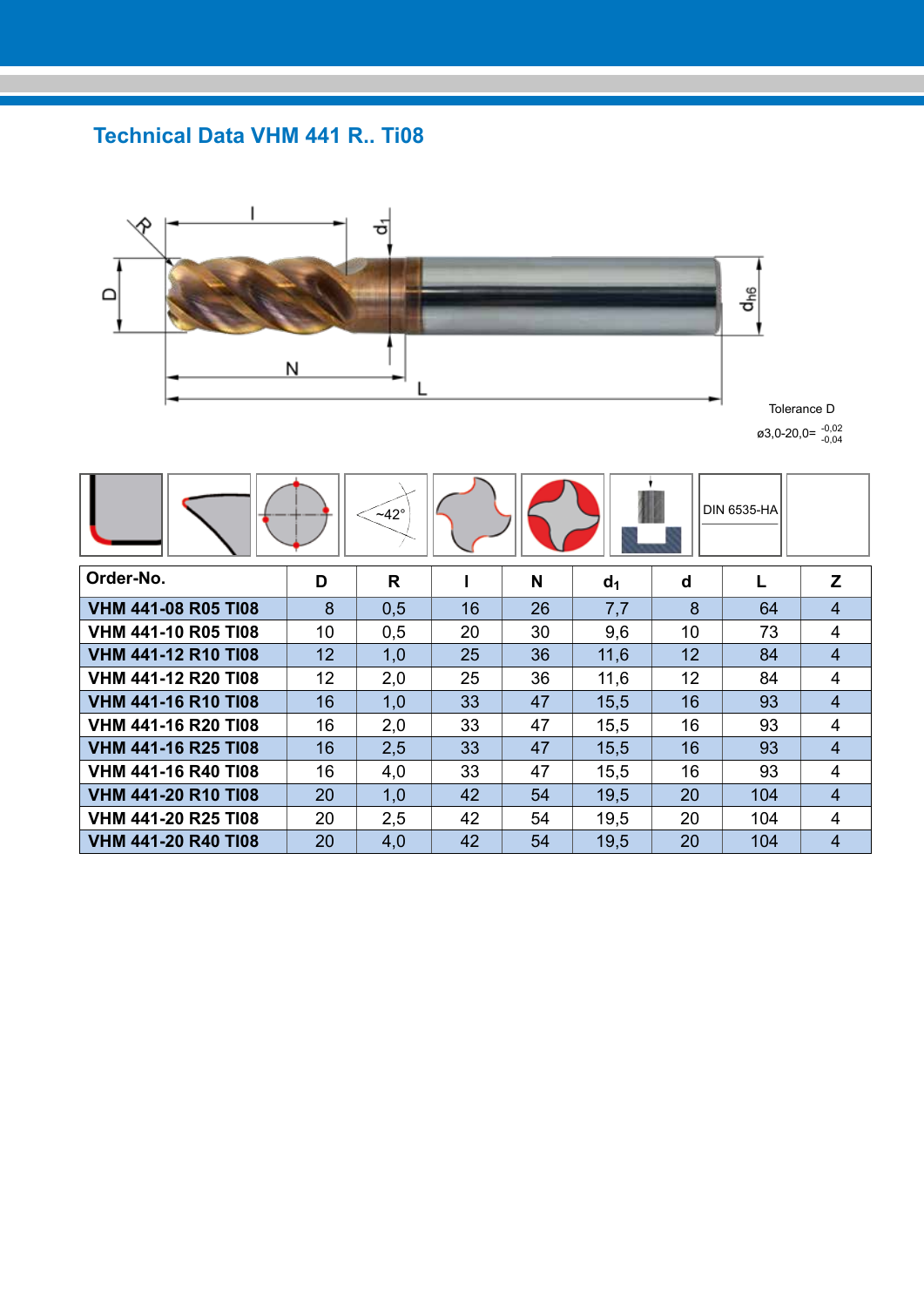## Technical Data VHM 441 R.. Ti08

l

R

$d_1$

D

$d_{h6}$

N

L

Tolerance D

ø3,0-20,0= $^{-0,02}_{-0,04}$

~42°

DIN 6535-HA

| Order-No. | D | R | l | N | $d_1$ | d | L | Z |
|---|---|---|---|---|---|---|---|---|
| **VHM 441-08 R05 TI08** | 8 | 0,5 | 16 | 26 | 7,7 | 8 | 64 | 4 |
| **VHM 441-10 R05 TI08** | 10 | 0,5 | 20 | 30 | 9,6 | 10 | 73 | 4 |
| **VHM 441-12 R10 TI08** | 12 | 1,0 | 25 | 36 | 11,6 | 12 | 84 | 4 |
| **VHM 441-12 R20 TI08** | 12 | 2,0 | 25 | 36 | 11,6 | 12 | 84 | 4 |
| **VHM 441-16 R10 TI08** | 16 | 1,0 | 33 | 47 | 15,5 | 16 | 93 | 4 |
| **VHM 441-16 R20 TI08** | 16 | 2,0 | 33 | 47 | 15,5 | 16 | 93 | 4 |
| **VHM 441-16 R25 TI08** | 16 | 2,5 | 33 | 47 | 15,5 | 16 | 93 | 4 |
| **VHM 441-16 R40 TI08** | 16 | 4,0 | 33 | 47 | 15,5 | 16 | 93 | 4 |
| **VHM 441-20 R10 TI08** | 20 | 1,0 | 42 | 54 | 19,5 | 20 | 104 | 4 |
| **VHM 441-20 R25 TI08** | 20 | 2,5 | 42 | 54 | 19,5 | 20 | 104 | 4 |
| **VHM 441-20 R40 TI08** | 20 | 4,0 | 42 | 54 | 19,5 | 20 | 104 | 4 |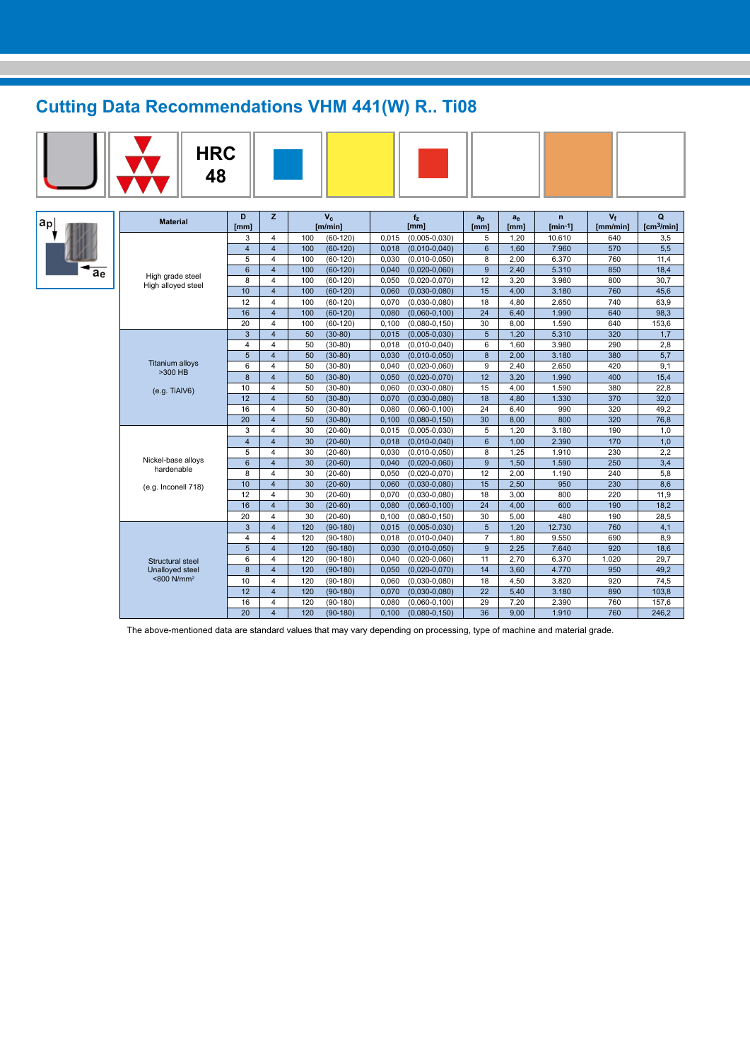# Cutting Data Recommendations VHM 441(W) R.. Ti08

HRC 48

| Material | D [mm] | Z | $V_c$ [m/min] | | $f_z$ [mm] | | $a_p$ [mm] | $a_e$ [mm] | n [$min^{-1}$] | $V_f$ [mm/min] | Q [$cm^3/min$] |
|---|---|---|---|---|---|---|---|---|---|---|---|
| High grade steel High alloyed steel | 3 | 4 | 100 | (60-120) | 0,015 | (0,005-0,030) | 5 | 1,20 | 10.610 | 640 | 3,5 |
| | 4 | 4 | 100 | (60-120) | 0,018 | (0,010-0,040) | 6 | 1,60 | 7.960 | 570 | 5,5 |
| | 5 | 4 | 100 | (60-120) | 0,030 | (0,010-0,050) | 8 | 2,00 | 6.370 | 760 | 11,4 |
| | 6 | 4 | 100 | (60-120) | 0,040 | (0,020-0,060) | 9 | 2,40 | 5.310 | 850 | 18,4 |
| | 8 | 4 | 100 | (60-120) | 0,050 | (0,020-0,070) | 12 | 3,20 | 3.980 | 800 | 30,7 |
| | 10 | 4 | 100 | (60-120) | 0,060 | (0,030-0,080) | 15 | 4,00 | 3.180 | 760 | 45,6 |
| | 12 | 4 | 100 | (60-120) | 0,070 | (0,030-0,080) | 18 | 4,80 | 2.650 | 740 | 63,9 |
| | 16 | 4 | 100 | (60-120) | 0,080 | (0,060-0,100) | 24 | 6,40 | 1.990 | 640 | 98,3 |
| | 20 | 4 | 100 | (60-120) | 0,100 | (0,080-0,150) | 30 | 8,00 | 1.590 | 640 | 153,6 |
| Titanium alloys >300 HB (e.g. TiAlV6) | 3 | 4 | 50 | (30-80) | 0,015 | (0,005-0,030) | 5 | 1,20 | 5.310 | 320 | 1,7 |
| | 4 | 4 | 50 | (30-80) | 0,018 | (0,010-0,040) | 6 | 1,60 | 3.980 | 290 | 2,8 |
| | 5 | 4 | 50 | (30-80) | 0,030 | (0,010-0,050) | 8 | 2,00 | 3.180 | 380 | 5,7 |
| | 6 | 4 | 50 | (30-80) | 0,040 | (0,020-0,060) | 9 | 2,40 | 2.650 | 420 | 9,1 |
| | 8 | 4 | 50 | (30-80) | 0,050 | (0,020-0,070) | 12 | 3,20 | 1.990 | 400 | 15,4 |
| | 10 | 4 | 50 | (30-80) | 0,060 | (0,030-0,080) | 15 | 4,00 | 1.590 | 380 | 22,8 |
| | 12 | 4 | 50 | (30-80) | 0,070 | (0,030-0,080) | 18 | 4,80 | 1.330 | 370 | 32,0 |
| | 16 | 4 | 50 | (30-80) | 0,080 | (0,060-0,100) | 24 | 6,40 | 990 | 320 | 49,2 |
| | 20 | 4 | 50 | (30-80) | 0,100 | (0,080-0,150) | 30 | 8,00 | 800 | 320 | 76,8 |
| Nickel-base alloys hardenable (e.g. Inconell 718) | 3 | 4 | 30 | (20-60) | 0,015 | (0,005-0,030) | 5 | 1,20 | 3.180 | 190 | 1,0 |
| | 4 | 4 | 30 | (20-60) | 0,018 | (0,010-0,040) | 6 | 1,00 | 2.390 | 170 | 1,0 |
| | 5 | 4 | 30 | (20-60) | 0,030 | (0,010-0,050) | 8 | 1,25 | 1.910 | 230 | 2,2 |
| | 6 | 4 | 30 | (20-60) | 0,040 | (0,020-0,060) | 9 | 1,50 | 1.590 | 250 | 3,4 |
| | 8 | 4 | 30 | (20-60) | 0,050 | (0,020-0,070) | 12 | 2,00 | 1.190 | 240 | 5,8 |
| | 10 | 4 | 30 | (20-60) | 0,060 | (0,030-0,080) | 15 | 2,50 | 950 | 230 | 8,6 |
| | 12 | 4 | 30 | (20-60) | 0,070 | (0,030-0,080) | 18 | 3,00 | 800 | 220 | 11,9 |
| | 16 | 4 | 30 | (20-60) | 0,080 | (0,060-0,100) | 24 | 4,00 | 600 | 190 | 18,2 |
| | 20 | 4 | 30 | (20-60) | 0,100 | (0,080-0,150) | 30 | 5,00 | 480 | 190 | 28,5 |
| Structural steel Unalloyed steel <800 N/mm² | 3 | 4 | 120 | (90-180) | 0,015 | (0,005-0,030) | 5 | 1,20 | 12.730 | 760 | 4,1 |
| | 4 | 4 | 120 | (90-180) | 0,018 | (0,010-0,040) | 7 | 1,80 | 9.550 | 690 | 8,9 |
| | 5 | 4 | 120 | (90-180) | 0,030 | (0,010-0,050) | 9 | 2,25 | 7.640 | 920 | 18,6 |
| | 6 | 4 | 120 | (90-180) | 0,040 | (0,020-0,060) | 11 | 2,70 | 6.370 | 1.020 | 29,7 |
| | 8 | 4 | 120 | (90-180) | 0,050 | (0,020-0,070) | 14 | 3,60 | 4.770 | 950 | 49,2 |
| | 10 | 4 | 120 | (90-180) | 0,060 | (0,030-0,080) | 18 | 4,50 | 3.820 | 920 | 74,5 |
| | 12 | 4 | 120 | (90-180) | 0,070 | (0,030-0,080) | 22 | 5,40 | 3.180 | 890 | 103,8 |
| | 16 | 4 | 120 | (90-180) | 0,080 | (0,060-0,100) | 29 | 7,20 | 2.390 | 760 | 157,6 |
| | 20 | 4 | 120 | (90-180) | 0,100 | (0,080-0,150) | 36 | 9,00 | 1.910 | 760 | 246,2 |

The above-mentioned data are standard values that may vary depending on processing, type of machine and material grade.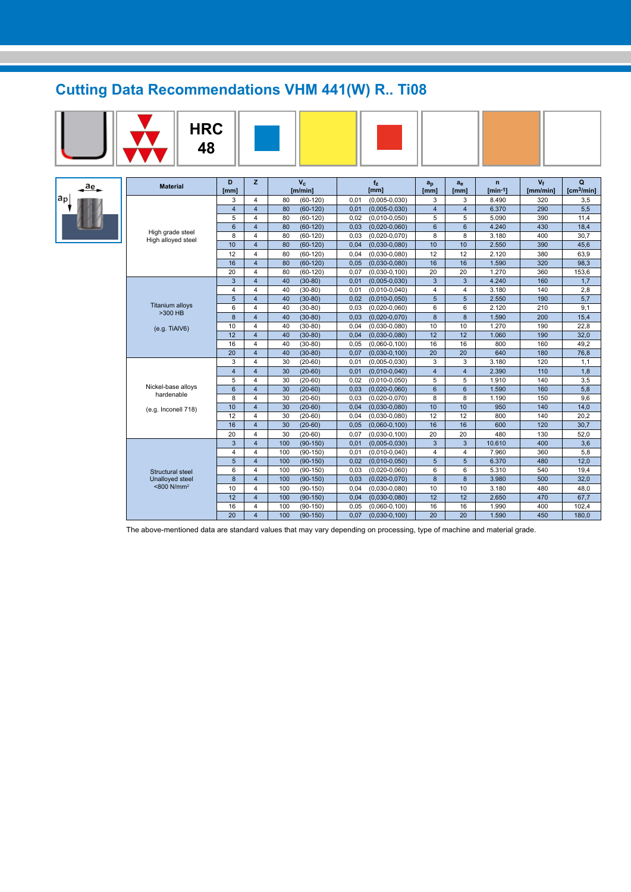# Cutting Data Recommendations VHM 441(W) R.. Ti08

HRC 48

| Material | D [mm] | Z | $V_c$ [m/min] | | $f_z$ [mm] | | $a_p$ [mm] | $a_e$ [mm] | n [min⁻¹] | $V_f$ [mm/min] | Q [cm³/min] |
|---|---|---|---|---|---|---|---|---|---|---|---|
| High grade steel<br>High alloyed steel | 3 | 4 | 80 | (60-120) | 0,01 | (0,005-0,030) | 3 | 3 | 8.490 | 320 | 3,5 |
| | 4 | 4 | 80 | (60-120) | 0,01 | (0,005-0,030) | 4 | 4 | 6.370 | 290 | 5,5 |
| | 5 | 4 | 80 | (60-120) | 0,02 | (0,010-0,050) | 5 | 5 | 5.090 | 390 | 11,4 |
| | 6 | 4 | 80 | (60-120) | 0,03 | (0,020-0,060) | 6 | 6 | 4.240 | 430 | 18,4 |
| | 8 | 4 | 80 | (60-120) | 0,03 | (0,020-0,070) | 8 | 8 | 3.180 | 400 | 30,7 |
| | 10 | 4 | 80 | (60-120) | 0,04 | (0,030-0,080) | 10 | 10 | 2.550 | 390 | 45,6 |
| | 12 | 4 | 80 | (60-120) | 0,04 | (0,030-0,080) | 12 | 12 | 2.120 | 380 | 63,9 |
| | 16 | 4 | 80 | (60-120) | 0,05 | (0,030-0,080) | 16 | 16 | 1.590 | 320 | 98,3 |
| | 20 | 4 | 80 | (60-120) | 0,07 | (0,030-0,100) | 20 | 20 | 1.270 | 360 | 153,6 |
| Titanium alloys<br>>300 HB<br><br>(e.g. TiAlV6) | 3 | 4 | 40 | (30-80) | 0,01 | (0,005-0,030) | 3 | 3 | 4.240 | 160 | 1,7 |
| | 4 | 4 | 40 | (30-80) | 0,01 | (0,010-0,040) | 4 | 4 | 3.180 | 140 | 2,8 |
| | 5 | 4 | 40 | (30-80) | 0,02 | (0,010-0,050) | 5 | 5 | 2.550 | 190 | 5,7 |
| | 6 | 4 | 40 | (30-80) | 0,03 | (0,020-0,060) | 6 | 6 | 2.120 | 210 | 9,1 |
| | 8 | 4 | 40 | (30-80) | 0,03 | (0,020-0,070) | 8 | 8 | 1.590 | 200 | 15,4 |
| | 10 | 4 | 40 | (30-80) | 0,04 | (0,030-0,080) | 10 | 10 | 1.270 | 190 | 22,8 |
| | 12 | 4 | 40 | (30-80) | 0,04 | (0,030-0,080) | 12 | 12 | 1.060 | 190 | 32,0 |
| | 16 | 4 | 40 | (30-80) | 0,05 | (0,060-0,100) | 16 | 16 | 800 | 160 | 49,2 |
| | 20 | 4 | 40 | (30-80) | 0,07 | (0,030-0,100) | 20 | 20 | 640 | 180 | 76,8 |
| Nickel-base alloys<br>hardenable<br><br>(e.g. Inconell 718) | 3 | 4 | 30 | (20-60) | 0,01 | (0,005-0,030) | 3 | 3 | 3.180 | 120 | 1,1 |
| | 4 | 4 | 30 | (20-60) | 0,01 | (0,010-0,040) | 4 | 4 | 2.390 | 110 | 1,8 |
| | 5 | 4 | 30 | (20-60) | 0,02 | (0,010-0,050) | 5 | 5 | 1.910 | 140 | 3,5 |
| | 6 | 4 | 30 | (20-60) | 0,03 | (0,020-0,060) | 6 | 6 | 1.590 | 160 | 5,8 |
| | 8 | 4 | 30 | (20-60) | 0,03 | (0,020-0,070) | 8 | 8 | 1.190 | 150 | 9,6 |
| | 10 | 4 | 30 | (20-60) | 0,04 | (0,030-0,080) | 10 | 10 | 950 | 140 | 14,0 |
| | 12 | 4 | 30 | (20-60) | 0,04 | (0,030-0,080) | 12 | 12 | 800 | 140 | 20,2 |
| | 16 | 4 | 30 | (20-60) | 0,05 | (0,060-0,100) | 16 | 16 | 600 | 120 | 30,7 |
| | 20 | 4 | 30 | (20-60) | 0,07 | (0,030-0,100) | 20 | 20 | 480 | 130 | 52,0 |
| Structural steel<br>Unalloyed steel<br><800 N/mm² | 3 | 4 | 100 | (90-150) | 0,01 | (0,005-0,030) | 3 | 3 | 10.610 | 400 | 3,6 |
| | 4 | 4 | 100 | (90-150) | 0,01 | (0,010-0,040) | 4 | 4 | 7.960 | 360 | 5,8 |
| | 5 | 4 | 100 | (90-150) | 0,02 | (0,010-0,050) | 5 | 5 | 6.370 | 480 | 12,0 |
| | 6 | 4 | 100 | (90-150) | 0,03 | (0,020-0,060) | 6 | 6 | 5.310 | 540 | 19,4 |
| | 8 | 4 | 100 | (90-150) | 0,03 | (0,020-0,070) | 8 | 8 | 3.980 | 500 | 32,0 |
| | 10 | 4 | 100 | (90-150) | 0,04 | (0,030-0,080) | 10 | 10 | 3.180 | 480 | 48,0 |
| | 12 | 4 | 100 | (90-150) | 0,04 | (0,030-0,080) | 12 | 12 | 2.650 | 470 | 67,7 |
| | 16 | 4 | 100 | (90-150) | 0,05 | (0,060-0,100) | 16 | 16 | 1.990 | 400 | 102,4 |
| | 20 | 4 | 100 | (90-150) | 0,07 | (0,030-0,100) | 20 | 20 | 1.590 | 450 | 180,0 |

The above-mentioned data are standard values that may vary depending on processing, type of machine and material grade.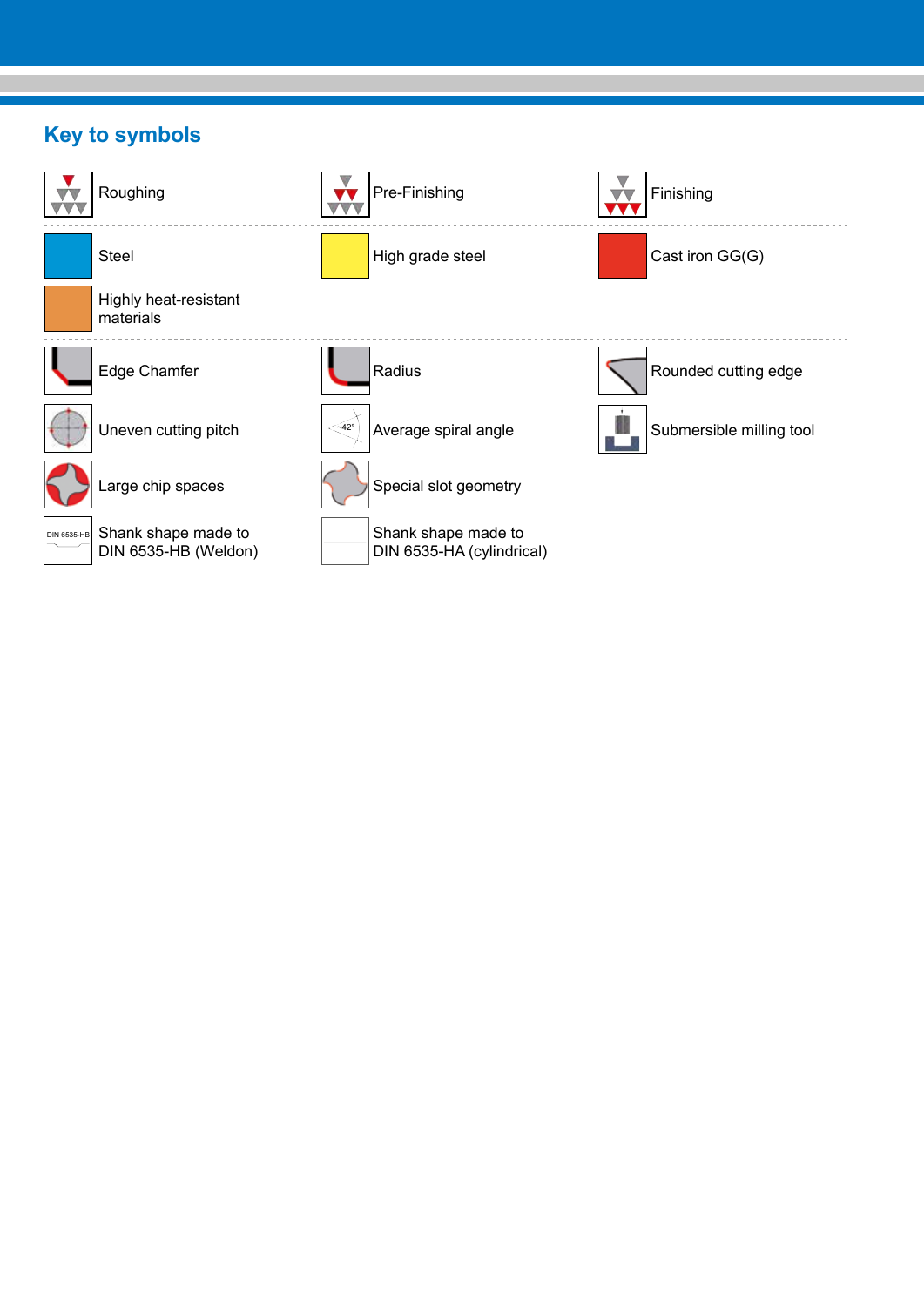## Key to symbols

Roughing

Pre-Finishing

Finishing

Steel

High grade steel

Cast iron GG(G)

Highly heat-resistant materials

Edge Chamfer

Radius

Rounded cutting edge

Uneven cutting pitch

Average spiral angle

Submersible milling tool

Large chip spaces

Special slot geometry

Shank shape made to DIN 6535-HB (Weldon)

Shank shape made to DIN 6535-HA (cylindrical)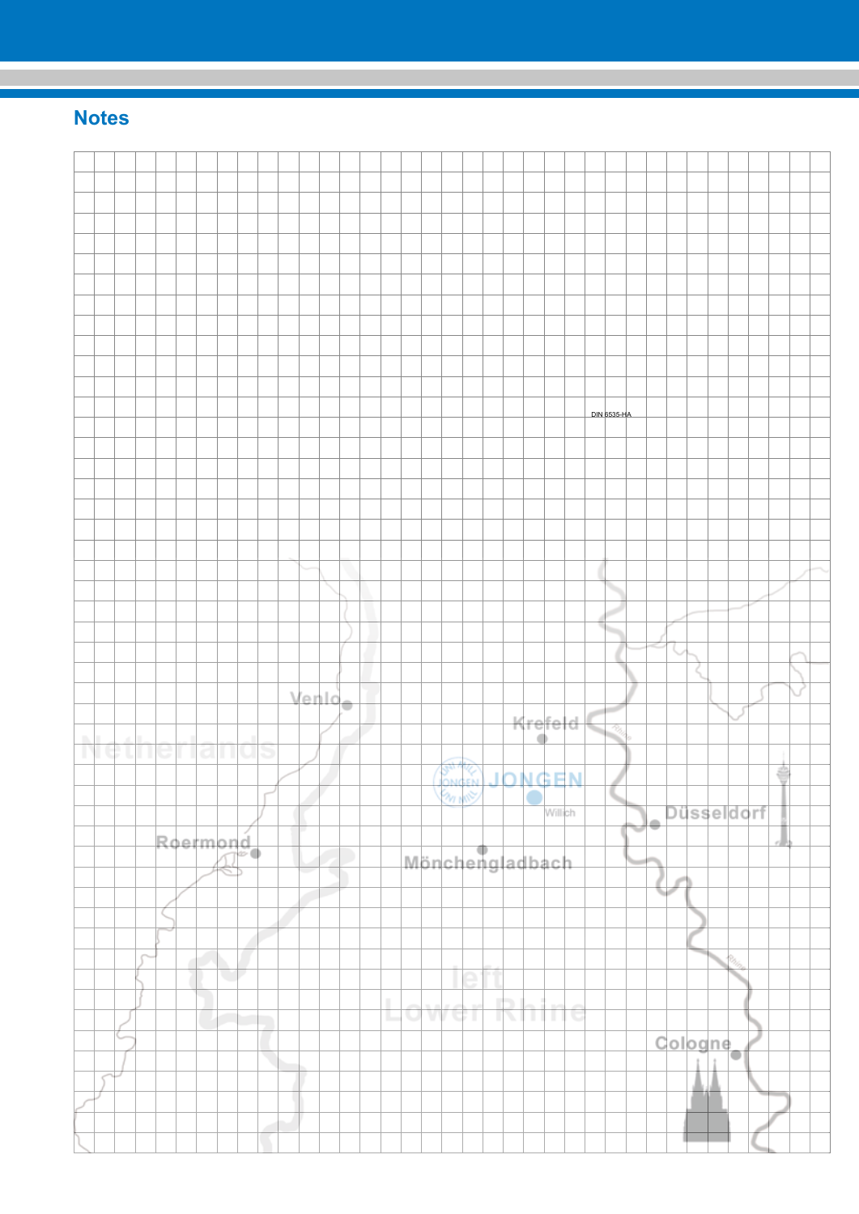## Notes

DIN 6535-HA

Venlo

Netherlands

Krefeld

JONGEN

Willich

Düsseldorf

Roermond

Mönchengladbach

left Lower Rhine

Cologne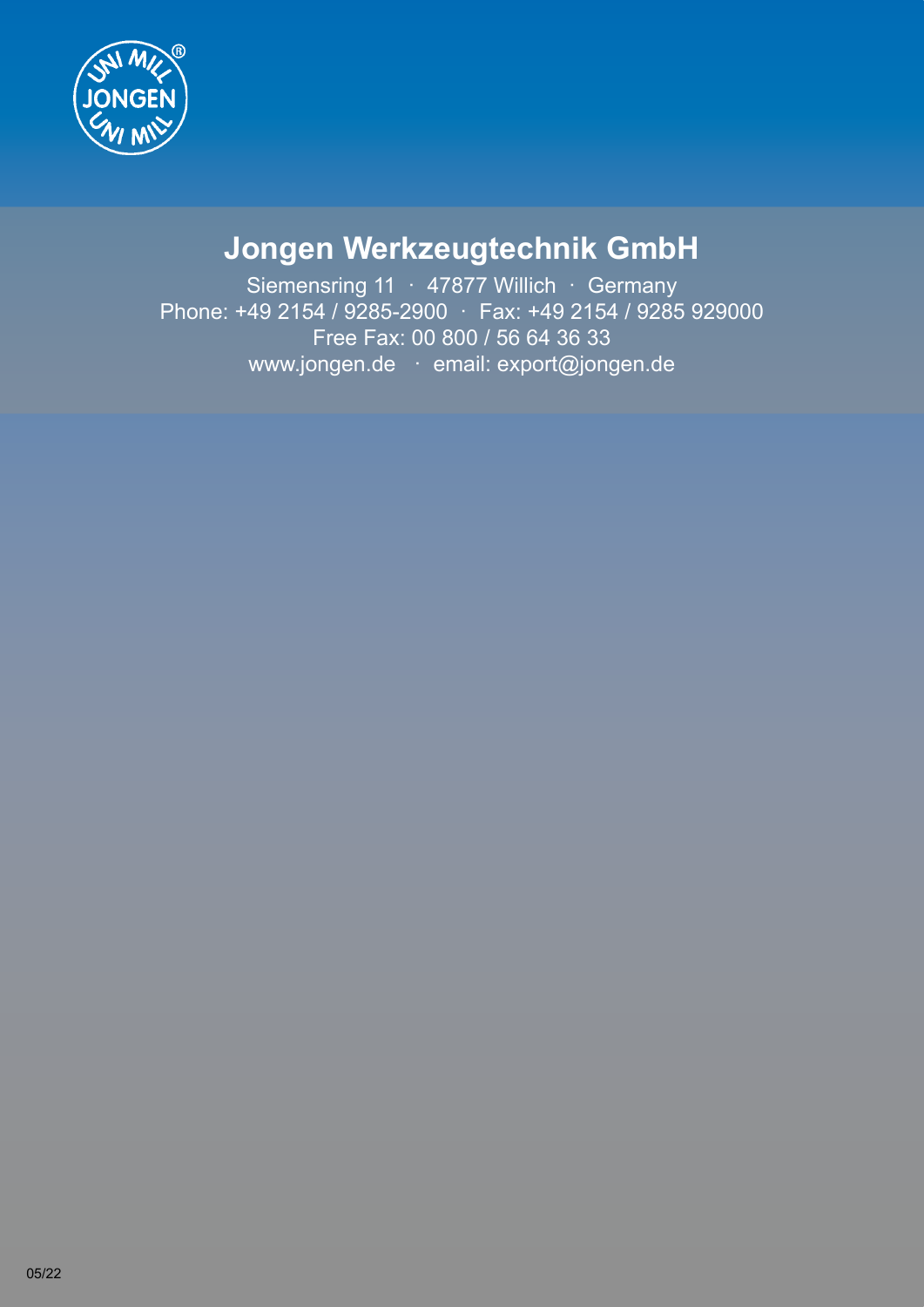# Jongen Werkzeugtechnik GmbH

Siemensring 11 · 47877 Willich · Germany
Phone: +49 2154 / 9285-2900 · Fax: +49 2154 / 9285 929000
Free Fax: 00 800 / 56 64 36 33
www.jongen.de · email: export@jongen.de

05/22